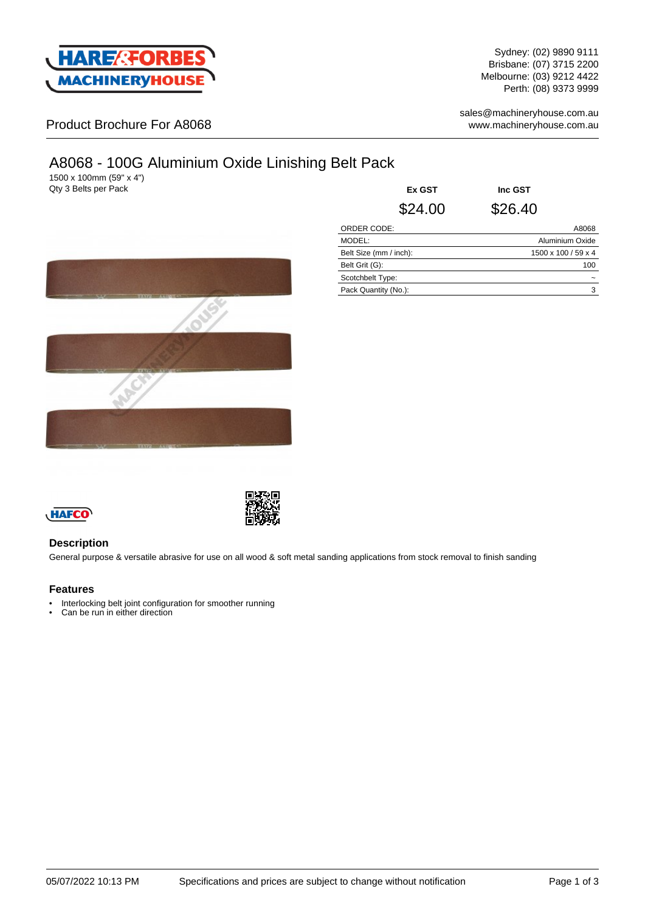Sydney: (02) 9890 9111
Brisbane: (07) 3715 2200
Melbourne: (03) 9212 4422
Perth: (08) 9373 9999

sales@machineryhouse.com.au
www.machineryhouse.com.au

Product Brochure For A8068

# A8068 - 100G Aluminium Oxide Linishing Belt Pack

1500 x 100mm (59" x 4")
Qty 3 Belts per Pack

| Ex GST | Inc GST |
|---|---|
| $24.00 | $26.40 |

| | |
|---|---|
| ORDER CODE: | A8068 |
| MODEL: | Aluminium Oxide |
| Belt Size (mm / inch): | 1500 x 100 / 59 x 4 |
| Belt Grit (G): | 100 |
| Scotchbelt Type: | ~ |
| Pack Quantity (No.): | 3 |

## Description

General purpose & versatile abrasive for use on all wood & soft metal sanding applications from stock removal to finish sanding

## Features

- Interlocking belt joint configuration for smoother running
- Can be run in either direction

05/07/2022 10:13 PM Specifications and prices are subject to change without notification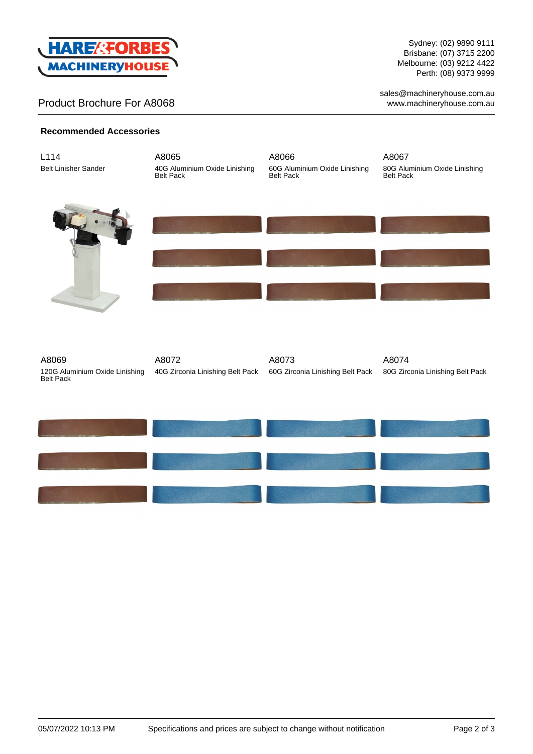# Product Brochure For A8068

Sydney: (02) 9890 9111
Brisbane: (07) 3715 2200
Melbourne: (03) 9212 4422
Perth: (08) 9373 9999

sales@machineryhouse.com.au
www.machineryhouse.com.au

## Recommended Accessories

**L114**
Belt Linisher Sander

**A8065**
40G Aluminium Oxide Linishing Belt Pack

**A8066**
60G Aluminium Oxide Linishing Belt Pack

**A8067**
80G Aluminium Oxide Linishing Belt Pack

**A8069**
120G Aluminium Oxide Linishing Belt Pack

**A8072**
40G Zirconia Linishing Belt Pack

**A8073**
60G Zirconia Linishing Belt Pack

**A8074**
80G Zirconia Linishing Belt Pack

05/07/2022 10:13 PM Specifications and prices are subject to change without notification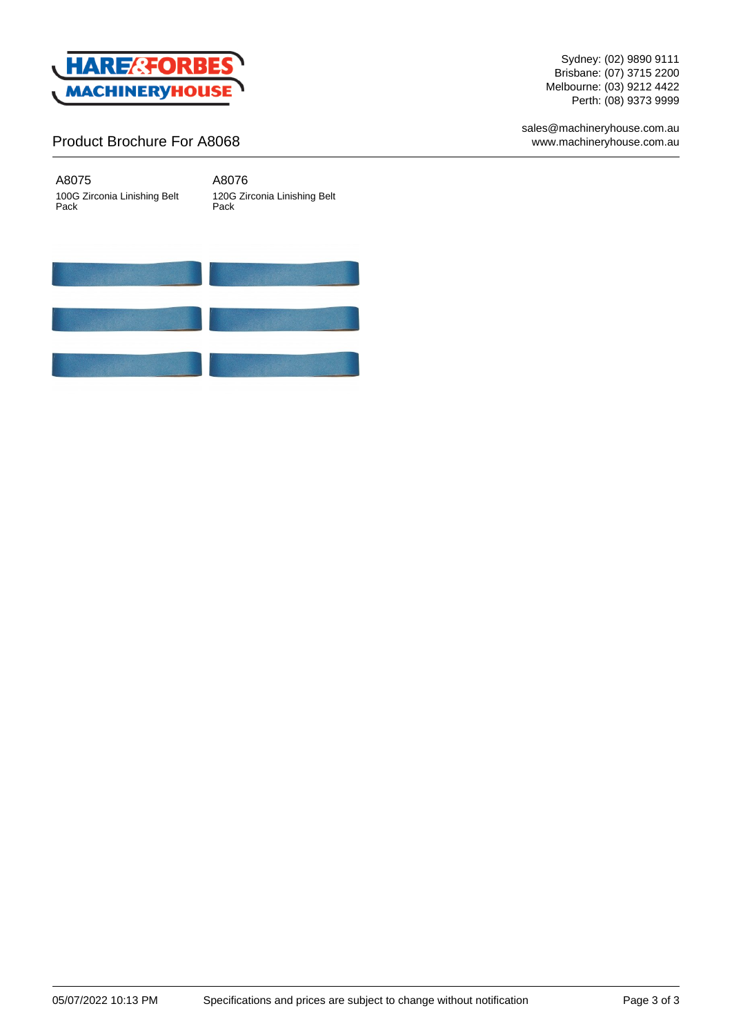A8075

100G Zirconia Linishing Belt Pack

A8076

120G Zirconia Linishing Belt Pack